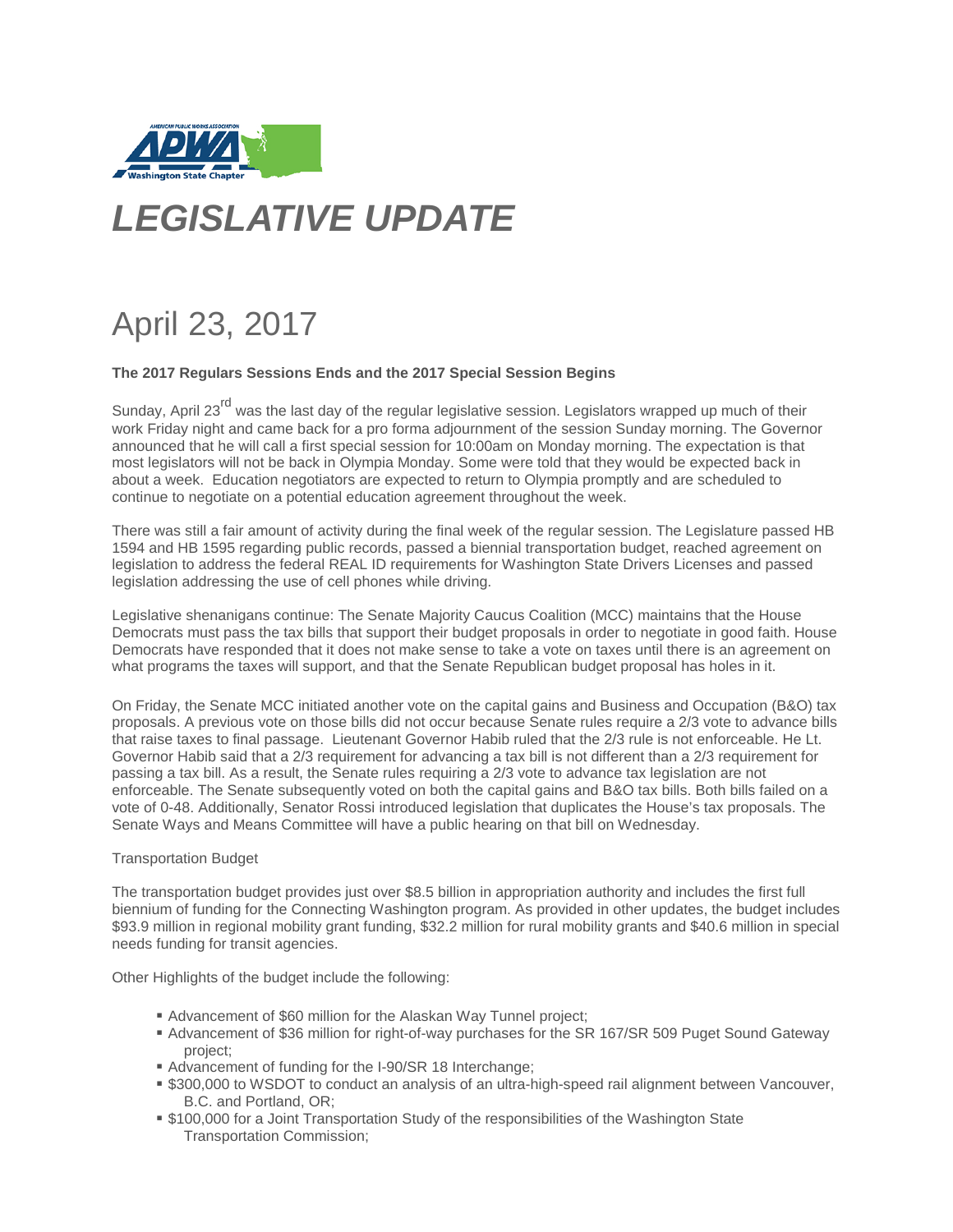# *LEGISLATIVE UPDATE*

## April 23, 2017

**The 2017 Regulars Sessions Ends and the 2017 Special Session Begins**

Sunday, April 23rd was the last day of the regular legislative session. Legislators wrapped up much of their work Friday night and came back for a pro forma adjournment of the session Sunday morning. The Governor announced that he will call a first special session for 10:00am on Monday morning. The expectation is that most legislators will not be back in Olympia Monday. Some were told that they would be expected back in about a week. Education negotiators are expected to return to Olympia promptly and are scheduled to continue to negotiate on a potential education agreement throughout the week.

There was still a fair amount of activity during the final week of the regular session. The Legislature passed HB 1594 and HB 1595 regarding public records, passed a biennial transportation budget, reached agreement on legislation to address the federal REAL ID requirements for Washington State Drivers Licenses and passed legislation addressing the use of cell phones while driving.

Legislative shenanigans continue: The Senate Majority Caucus Coalition (MCC) maintains that the House Democrats must pass the tax bills that support their budget proposals in order to negotiate in good faith. House Democrats have responded that it does not make sense to take a vote on taxes until there is an agreement on what programs the taxes will support, and that the Senate Republican budget proposal has holes in it.

On Friday, the Senate MCC initiated another vote on the capital gains and Business and Occupation (B&O) tax proposals. A previous vote on those bills did not occur because Senate rules require a 2/3 vote to advance bills that raise taxes to final passage. Lieutenant Governor Habib ruled that the 2/3 rule is not enforceable. He Lt. Governor Habib said that a 2/3 requirement for advancing a tax bill is not different than a 2/3 requirement for passing a tax bill. As a result, the Senate rules requiring a 2/3 vote to advance tax legislation are not enforceable. The Senate subsequently voted on both the capital gains and B&O tax bills. Both bills failed on a vote of 0-48. Additionally, Senator Rossi introduced legislation that duplicates the House's tax proposals. The Senate Ways and Means Committee will have a public hearing on that bill on Wednesday.

Transportation Budget

The transportation budget provides just over $8.5 billion in appropriation authority and includes the first full biennium of funding for the Connecting Washington program. As provided in other updates, the budget includes $93.9 million in regional mobility grant funding, $32.2 million for rural mobility grants and $40.6 million in special needs funding for transit agencies.

Other Highlights of the budget include the following:

- Advancement of $60 million for the Alaskan Way Tunnel project;
- Advancement of $36 million for right-of-way purchases for the SR 167/SR 509 Puget Sound Gateway project;
- Advancement of funding for the I-90/SR 18 Interchange;
- $300,000 to WSDOT to conduct an analysis of an ultra-high-speed rail alignment between Vancouver, B.C. and Portland, OR;
- $100,000 for a Joint Transportation Study of the responsibilities of the Washington State Transportation Commission;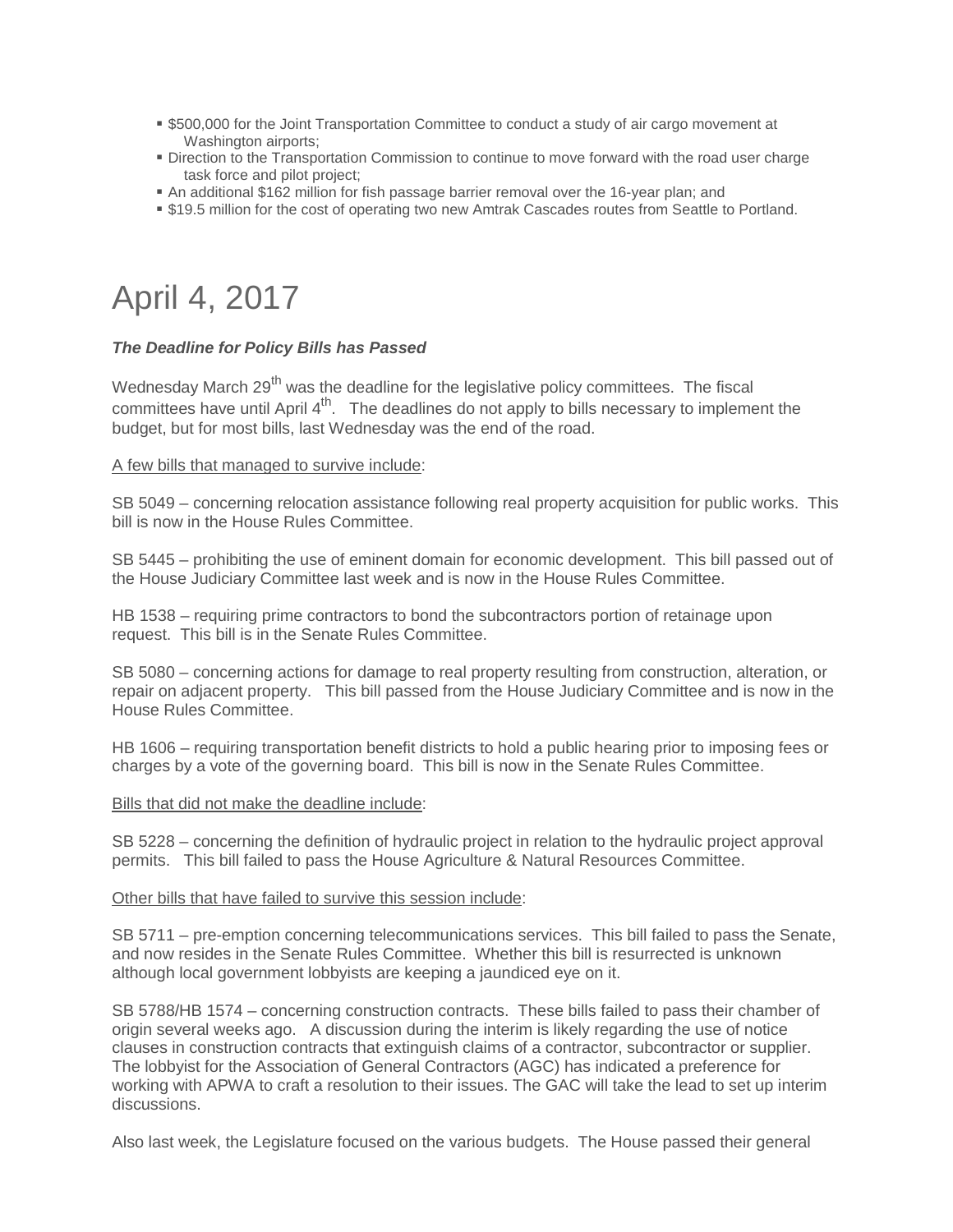- $500,000 for the Joint Transportation Committee to conduct a study of air cargo movement at Washington airports;
- Direction to the Transportation Commission to continue to move forward with the road user charge task force and pilot project;
- An additional $162 million for fish passage barrier removal over the 16-year plan; and
- $19.5 million for the cost of operating two new Amtrak Cascades routes from Seattle to Portland.

# April 4, 2017

***The Deadline for Policy Bills has Passed***

Wednesday March 29th was the deadline for the legislative policy committees. The fiscal committees have until April 4th. The deadlines do not apply to bills necessary to implement the budget, but for most bills, last Wednesday was the end of the road.

A few bills that managed to survive include:

SB 5049 – concerning relocation assistance following real property acquisition for public works. This bill is now in the House Rules Committee.

SB 5445 – prohibiting the use of eminent domain for economic development. This bill passed out of the House Judiciary Committee last week and is now in the House Rules Committee.

HB 1538 – requiring prime contractors to bond the subcontractors portion of retainage upon request. This bill is in the Senate Rules Committee.

SB 5080 – concerning actions for damage to real property resulting from construction, alteration, or repair on adjacent property. This bill passed from the House Judiciary Committee and is now in the House Rules Committee.

HB 1606 – requiring transportation benefit districts to hold a public hearing prior to imposing fees or charges by a vote of the governing board. This bill is now in the Senate Rules Committee.

Bills that did not make the deadline include:

SB 5228 – concerning the definition of hydraulic project in relation to the hydraulic project approval permits. This bill failed to pass the House Agriculture & Natural Resources Committee.

Other bills that have failed to survive this session include:

SB 5711 – pre-emption concerning telecommunications services. This bill failed to pass the Senate, and now resides in the Senate Rules Committee. Whether this bill is resurrected is unknown although local government lobbyists are keeping a jaundiced eye on it.

SB 5788/HB 1574 – concerning construction contracts. These bills failed to pass their chamber of origin several weeks ago. A discussion during the interim is likely regarding the use of notice clauses in construction contracts that extinguish claims of a contractor, subcontractor or supplier. The lobbyist for the Association of General Contractors (AGC) has indicated a preference for working with APWA to craft a resolution to their issues. The GAC will take the lead to set up interim discussions.

Also last week, the Legislature focused on the various budgets. The House passed their general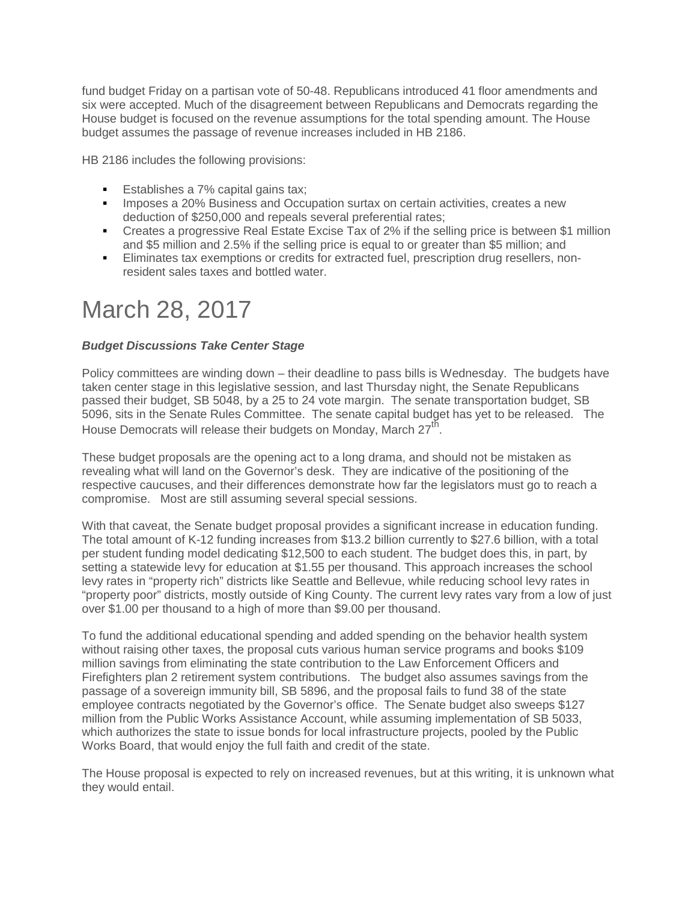fund budget Friday on a partisan vote of 50-48. Republicans introduced 41 floor amendments and six were accepted. Much of the disagreement between Republicans and Democrats regarding the House budget is focused on the revenue assumptions for the total spending amount. The House budget assumes the passage of revenue increases included in HB 2186.

HB 2186 includes the following provisions:

- Establishes a 7% capital gains tax;
- Imposes a 20% Business and Occupation surtax on certain activities, creates a new deduction of $250,000 and repeals several preferential rates;
- Creates a progressive Real Estate Excise Tax of 2% if the selling price is between $1 million and $5 million and 2.5% if the selling price is equal to or greater than $5 million; and
- Eliminates tax exemptions or credits for extracted fuel, prescription drug resellers, non-resident sales taxes and bottled water.

# March 28, 2017

***Budget Discussions Take Center Stage***

Policy committees are winding down – their deadline to pass bills is Wednesday. The budgets have taken center stage in this legislative session, and last Thursday night, the Senate Republicans passed their budget, SB 5048, by a 25 to 24 vote margin. The senate transportation budget, SB 5096, sits in the Senate Rules Committee. The senate capital budget has yet to be released. The House Democrats will release their budgets on Monday, March 27th.

These budget proposals are the opening act to a long drama, and should not be mistaken as revealing what will land on the Governor's desk. They are indicative of the positioning of the respective caucuses, and their differences demonstrate how far the legislators must go to reach a compromise. Most are still assuming several special sessions.

With that caveat, the Senate budget proposal provides a significant increase in education funding. The total amount of K-12 funding increases from $13.2 billion currently to $27.6 billion, with a total per student funding model dedicating $12,500 to each student. The budget does this, in part, by setting a statewide levy for education at $1.55 per thousand. This approach increases the school levy rates in "property rich" districts like Seattle and Bellevue, while reducing school levy rates in "property poor" districts, mostly outside of King County. The current levy rates vary from a low of just over $1.00 per thousand to a high of more than $9.00 per thousand.

To fund the additional educational spending and added spending on the behavior health system without raising other taxes, the proposal cuts various human service programs and books $109 million savings from eliminating the state contribution to the Law Enforcement Officers and Firefighters plan 2 retirement system contributions. The budget also assumes savings from the passage of a sovereign immunity bill, SB 5896, and the proposal fails to fund 38 of the state employee contracts negotiated by the Governor's office. The Senate budget also sweeps $127 million from the Public Works Assistance Account, while assuming implementation of SB 5033, which authorizes the state to issue bonds for local infrastructure projects, pooled by the Public Works Board, that would enjoy the full faith and credit of the state.

The House proposal is expected to rely on increased revenues, but at this writing, it is unknown what they would entail.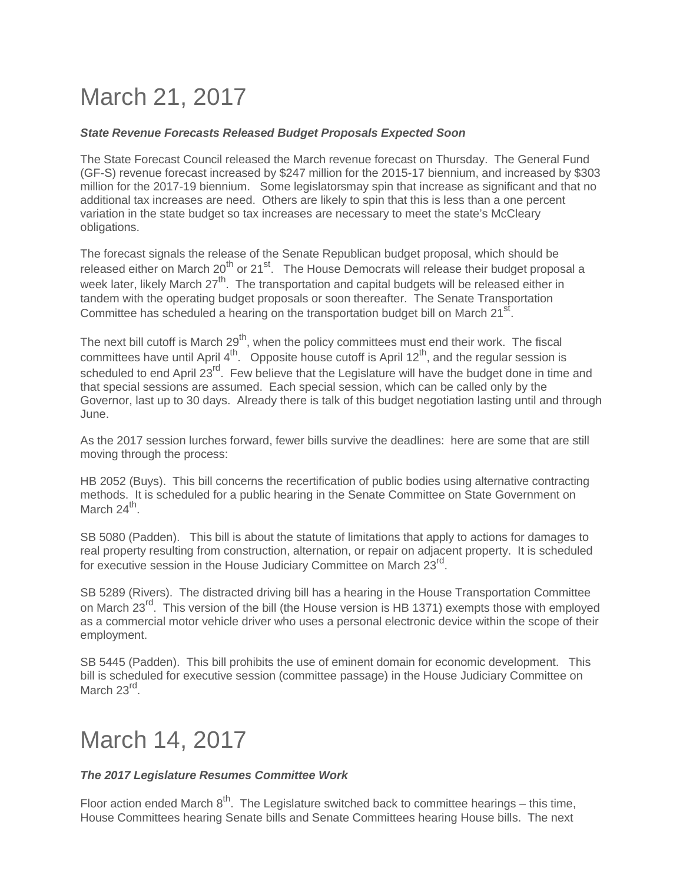# March 21, 2017

***State Revenue Forecasts Released Budget Proposals Expected Soon***

The State Forecast Council released the March revenue forecast on Thursday. The General Fund (GF-S) revenue forecast increased by $247 million for the 2015-17 biennium, and increased by $303 million for the 2017-19 biennium. Some legislatorsmay spin that increase as significant and that no additional tax increases are need. Others are likely to spin that this is less than a one percent variation in the state budget so tax increases are necessary to meet the state's McCleary obligations.

The forecast signals the release of the Senate Republican budget proposal, which should be released either on March 20th or 21st. The House Democrats will release their budget proposal a week later, likely March 27th. The transportation and capital budgets will be released either in tandem with the operating budget proposals or soon thereafter. The Senate Transportation Committee has scheduled a hearing on the transportation budget bill on March 21st.

The next bill cutoff is March 29th, when the policy committees must end their work. The fiscal committees have until April 4th. Opposite house cutoff is April 12th, and the regular session is scheduled to end April 23rd. Few believe that the Legislature will have the budget done in time and that special sessions are assumed. Each special session, which can be called only by the Governor, last up to 30 days. Already there is talk of this budget negotiation lasting until and through June.

As the 2017 session lurches forward, fewer bills survive the deadlines: here are some that are still moving through the process:

HB 2052 (Buys). This bill concerns the recertification of public bodies using alternative contracting methods. It is scheduled for a public hearing in the Senate Committee on State Government on March 24th.

SB 5080 (Padden). This bill is about the statute of limitations that apply to actions for damages to real property resulting from construction, alternation, or repair on adjacent property. It is scheduled for executive session in the House Judiciary Committee on March 23rd.

SB 5289 (Rivers). The distracted driving bill has a hearing in the House Transportation Committee on March 23rd. This version of the bill (the House version is HB 1371) exempts those with employed as a commercial motor vehicle driver who uses a personal electronic device within the scope of their employment.

SB 5445 (Padden). This bill prohibits the use of eminent domain for economic development. This bill is scheduled for executive session (committee passage) in the House Judiciary Committee on March 23rd.

# March 14, 2017

***The 2017 Legislature Resumes Committee Work***

Floor action ended March 8th. The Legislature switched back to committee hearings – this time, House Committees hearing Senate bills and Senate Committees hearing House bills. The next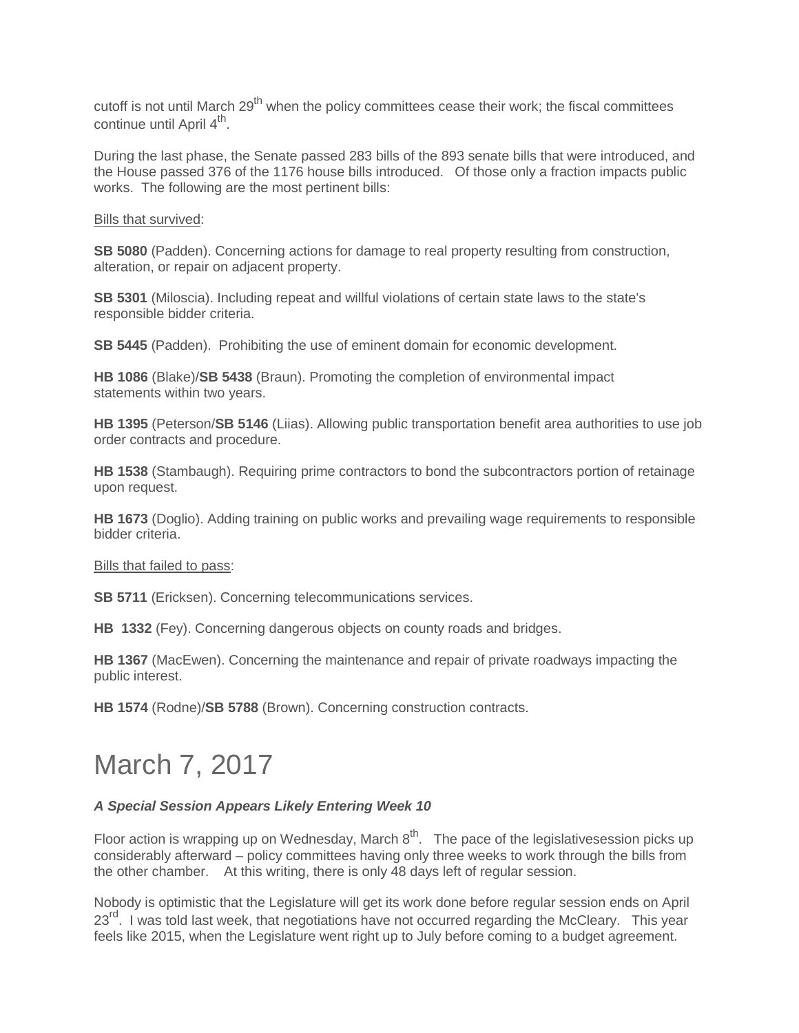cutoff is not until March 29th when the policy committees cease their work; the fiscal committees continue until April 4th.

During the last phase, the Senate passed 283 bills of the 893 senate bills that were introduced, and the House passed 376 of the 1176 house bills introduced. Of those only a fraction impacts public works. The following are the most pertinent bills:

Bills that survived:

**SB 5080** (Padden). Concerning actions for damage to real property resulting from construction, alteration, or repair on adjacent property.

**SB 5301** (Miloscia). Including repeat and willful violations of certain state laws to the state's responsible bidder criteria.

**SB 5445** (Padden). Prohibiting the use of eminent domain for economic development.

**HB 1086** (Blake)/**SB 5438** (Braun). Promoting the completion of environmental impact statements within two years.

**HB 1395** (Peterson/**SB 5146** (Liias). Allowing public transportation benefit area authorities to use job order contracts and procedure.

**HB 1538** (Stambaugh). Requiring prime contractors to bond the subcontractors portion of retainage upon request.

**HB 1673** (Doglio). Adding training on public works and prevailing wage requirements to responsible bidder criteria.

Bills that failed to pass:

**SB 5711** (Ericksen). Concerning telecommunications services.

**HB 1332** (Fey). Concerning dangerous objects on county roads and bridges.

**HB 1367** (MacEwen). Concerning the maintenance and repair of private roadways impacting the public interest.

**HB 1574** (Rodne)/**SB 5788** (Brown). Concerning construction contracts.

# March 7, 2017

***A Special Session Appears Likely Entering Week 10***

Floor action is wrapping up on Wednesday, March 8th. The pace of the legislativesession picks up considerably afterward – policy committees having only three weeks to work through the bills from the other chamber. At this writing, there is only 48 days left of regular session.

Nobody is optimistic that the Legislature will get its work done before regular session ends on April 23rd. I was told last week, that negotiations have not occurred regarding the McCleary. This year feels like 2015, when the Legislature went right up to July before coming to a budget agreement.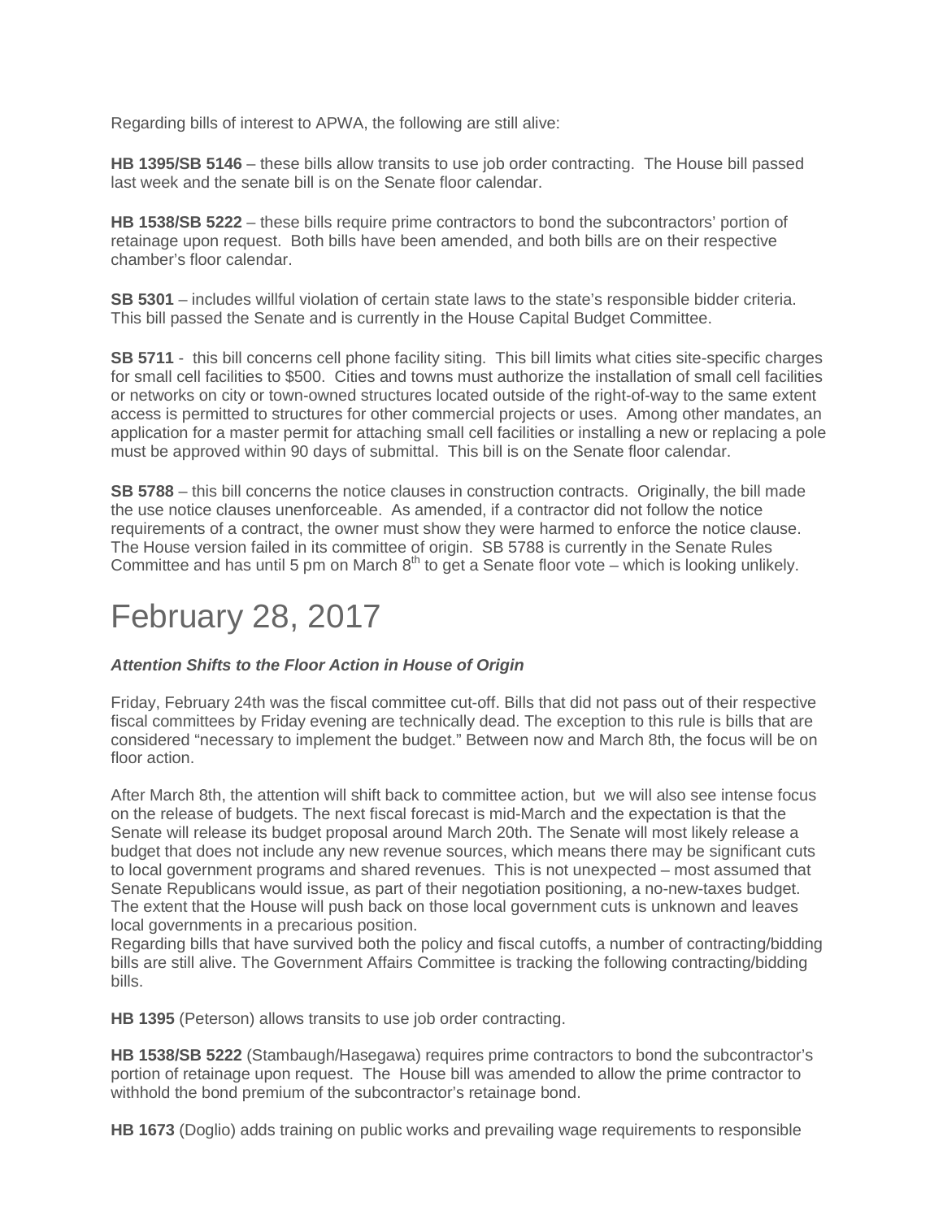Regarding bills of interest to APWA, the following are still alive:

**HB 1395/SB 5146** – these bills allow transits to use job order contracting. The House bill passed last week and the senate bill is on the Senate floor calendar.

**HB 1538/SB 5222** – these bills require prime contractors to bond the subcontractors' portion of retainage upon request. Both bills have been amended, and both bills are on their respective chamber's floor calendar.

**SB 5301** – includes willful violation of certain state laws to the state's responsible bidder criteria. This bill passed the Senate and is currently in the House Capital Budget Committee.

**SB 5711** - this bill concerns cell phone facility siting. This bill limits what cities site-specific charges for small cell facilities to \$500. Cities and towns must authorize the installation of small cell facilities or networks on city or town-owned structures located outside of the right-of-way to the same extent access is permitted to structures for other commercial projects or uses. Among other mandates, an application for a master permit for attaching small cell facilities or installing a new or replacing a pole must be approved within 90 days of submittal. This bill is on the Senate floor calendar.

**SB 5788** – this bill concerns the notice clauses in construction contracts. Originally, the bill made the use notice clauses unenforceable. As amended, if a contractor did not follow the notice requirements of a contract, the owner must show they were harmed to enforce the notice clause. The House version failed in its committee of origin. SB 5788 is currently in the Senate Rules Committee and has until 5 pm on March 8th to get a Senate floor vote – which is looking unlikely.

# February 28, 2017

***Attention Shifts to the Floor Action in House of Origin***

Friday, February 24th was the fiscal committee cut-off. Bills that did not pass out of their respective fiscal committees by Friday evening are technically dead. The exception to this rule is bills that are considered "necessary to implement the budget." Between now and March 8th, the focus will be on floor action.

After March 8th, the attention will shift back to committee action, but we will also see intense focus on the release of budgets. The next fiscal forecast is mid-March and the expectation is that the Senate will release its budget proposal around March 20th. The Senate will most likely release a budget that does not include any new revenue sources, which means there may be significant cuts to local government programs and shared revenues. This is not unexpected – most assumed that Senate Republicans would issue, as part of their negotiation positioning, a no-new-taxes budget. The extent that the House will push back on those local government cuts is unknown and leaves local governments in a precarious position.
Regarding bills that have survived both the policy and fiscal cutoffs, a number of contracting/bidding bills are still alive. The Government Affairs Committee is tracking the following contracting/bidding bills.

**HB 1395** (Peterson) allows transits to use job order contracting.

**HB 1538/SB 5222** (Stambaugh/Hasegawa) requires prime contractors to bond the subcontractor's portion of retainage upon request. The House bill was amended to allow the prime contractor to withhold the bond premium of the subcontractor's retainage bond.

**HB 1673** (Doglio) adds training on public works and prevailing wage requirements to responsible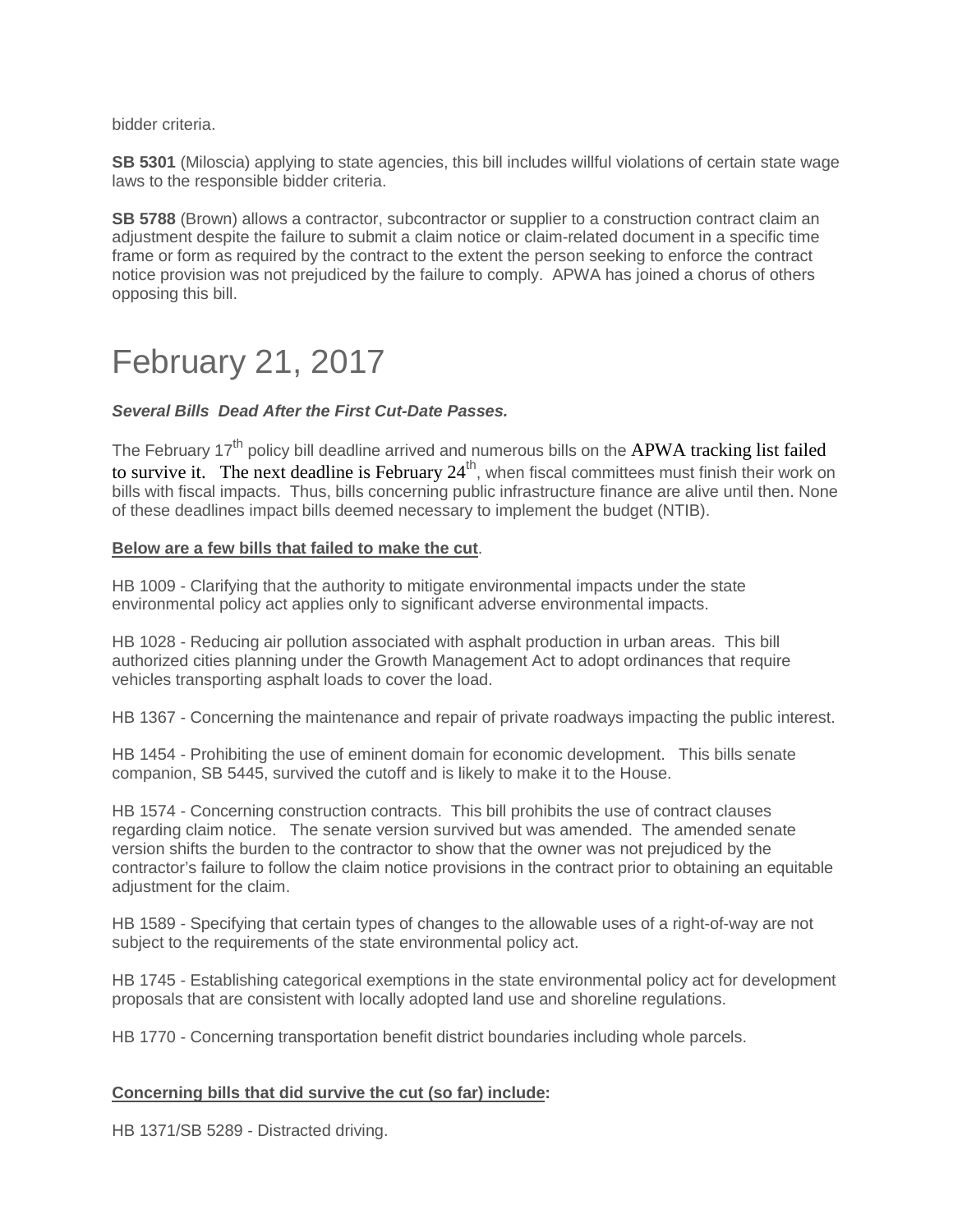bidder criteria.

**SB 5301** (Miloscia) applying to state agencies, this bill includes willful violations of certain state wage laws to the responsible bidder criteria.

**SB 5788** (Brown) allows a contractor, subcontractor or supplier to a construction contract claim an adjustment despite the failure to submit a claim notice or claim-related document in a specific time frame or form as required by the contract to the extent the person seeking to enforce the contract notice provision was not prejudiced by the failure to comply. APWA has joined a chorus of others opposing this bill.

# February 21, 2017

***Several Bills Dead After the First Cut-Date Passes.***

The February 17th policy bill deadline arrived and numerous bills on the APWA tracking list failed to survive it. The next deadline is February 24th, when fiscal committees must finish their work on bills with fiscal impacts. Thus, bills concerning public infrastructure finance are alive until then. None of these deadlines impact bills deemed necessary to implement the budget (NTIB).

**Below are a few bills that failed to make the cut**.

HB 1009 - Clarifying that the authority to mitigate environmental impacts under the state environmental policy act applies only to significant adverse environmental impacts.

HB 1028 - Reducing air pollution associated with asphalt production in urban areas. This bill authorized cities planning under the Growth Management Act to adopt ordinances that require vehicles transporting asphalt loads to cover the load.

HB 1367 - Concerning the maintenance and repair of private roadways impacting the public interest.

HB 1454 - Prohibiting the use of eminent domain for economic development. This bills senate companion, SB 5445, survived the cutoff and is likely to make it to the House.

HB 1574 - Concerning construction contracts. This bill prohibits the use of contract clauses regarding claim notice. The senate version survived but was amended. The amended senate version shifts the burden to the contractor to show that the owner was not prejudiced by the contractor's failure to follow the claim notice provisions in the contract prior to obtaining an equitable adjustment for the claim.

HB 1589 - Specifying that certain types of changes to the allowable uses of a right-of-way are not subject to the requirements of the state environmental policy act.

HB 1745 - Establishing categorical exemptions in the state environmental policy act for development proposals that are consistent with locally adopted land use and shoreline regulations.

HB 1770 - Concerning transportation benefit district boundaries including whole parcels.

**Concerning bills that did survive the cut (so far) include:**

HB 1371/SB 5289 - Distracted driving.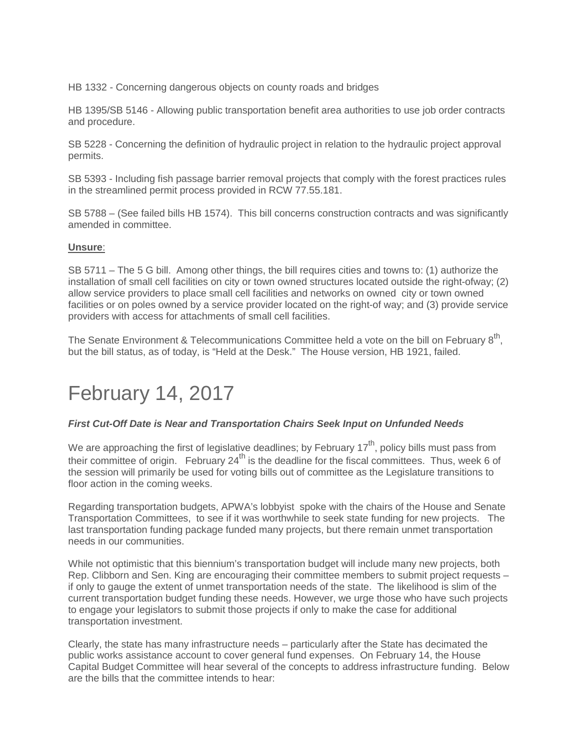HB 1332 - Concerning dangerous objects on county roads and bridges

HB 1395/SB 5146 - Allowing public transportation benefit area authorities to use job order contracts and procedure.

SB 5228 - Concerning the definition of hydraulic project in relation to the hydraulic project approval permits.

SB 5393 - Including fish passage barrier removal projects that comply with the forest practices rules in the streamlined permit process provided in RCW 77.55.181.

SB 5788 – (See failed bills HB 1574). This bill concerns construction contracts and was significantly amended in committee.

**Unsure**:

SB 5711 – The 5 G bill. Among other things, the bill requires cities and towns to: (1) authorize the installation of small cell facilities on city or town owned structures located outside the right-ofway; (2) allow service providers to place small cell facilities and networks on owned city or town owned facilities or on poles owned by a service provider located on the right-of way; and (3) provide service providers with access for attachments of small cell facilities.

The Senate Environment & Telecommunications Committee held a vote on the bill on February 8th, but the bill status, as of today, is "Held at the Desk." The House version, HB 1921, failed.

# February 14, 2017

***First Cut-Off Date is Near and Transportation Chairs Seek Input on Unfunded Needs***

We are approaching the first of legislative deadlines; by February 17th, policy bills must pass from their committee of origin. February 24th is the deadline for the fiscal committees. Thus, week 6 of the session will primarily be used for voting bills out of committee as the Legislature transitions to floor action in the coming weeks.

Regarding transportation budgets, APWA's lobbyist spoke with the chairs of the House and Senate Transportation Committees, to see if it was worthwhile to seek state funding for new projects. The last transportation funding package funded many projects, but there remain unmet transportation needs in our communities.

While not optimistic that this biennium's transportation budget will include many new projects, both Rep. Clibborn and Sen. King are encouraging their committee members to submit project requests – if only to gauge the extent of unmet transportation needs of the state. The likelihood is slim of the current transportation budget funding these needs. However, we urge those who have such projects to engage your legislators to submit those projects if only to make the case for additional transportation investment.

Clearly, the state has many infrastructure needs – particularly after the State has decimated the public works assistance account to cover general fund expenses. On February 14, the House Capital Budget Committee will hear several of the concepts to address infrastructure funding. Below are the bills that the committee intends to hear: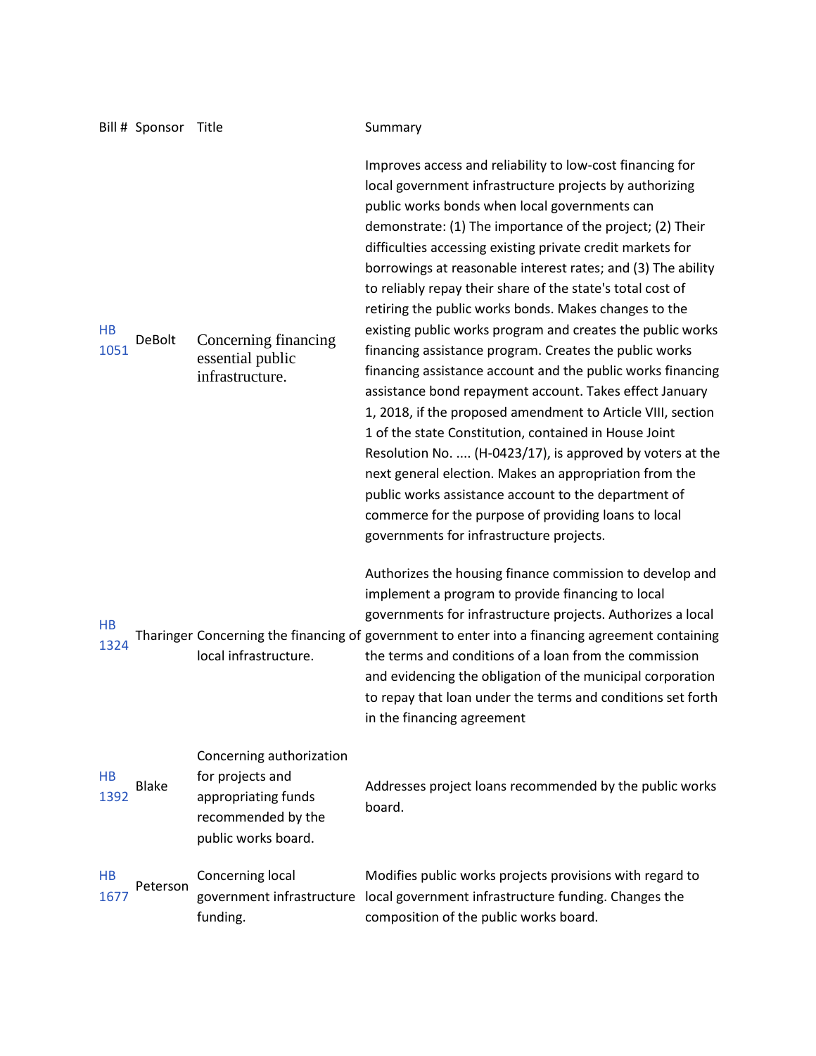| Bill # | Sponsor | Title | Summary |
|---|---|---|---|
| HB 1051 | DeBolt | Concerning financing essential public infrastructure. | Improves access and reliability to low-cost financing for local government infrastructure projects by authorizing public works bonds when local governments can demonstrate: (1) The importance of the project; (2) Their difficulties accessing existing private credit markets for borrowings at reasonable interest rates; and (3) The ability to reliably repay their share of the state's total cost of retiring the public works bonds. Makes changes to the existing public works program and creates the public works financing assistance program. Creates the public works financing assistance account and the public works financing assistance bond repayment account. Takes effect January 1, 2018, if the proposed amendment to Article VIII, section 1 of the state Constitution, contained in House Joint Resolution No. .... (H-0423/17), is approved by voters at the next general election. Makes an appropriation from the public works assistance account to the department of commerce for the purpose of providing loans to local governments for infrastructure projects. |
| HB 1324 | Tharinger | Concerning the financing of local infrastructure. | Authorizes the housing finance commission to develop and implement a program to provide financing to local governments for infrastructure projects. Authorizes a local government to enter into a financing agreement containing the terms and conditions of a loan from the commission and evidencing the obligation of the municipal corporation to repay that loan under the terms and conditions set forth in the financing agreement |
| HB 1392 | Blake | Concerning authorization for projects and appropriating funds recommended by the public works board. | Addresses project loans recommended by the public works board. |
| HB 1677 | Peterson | Concerning local government infrastructure funding. | Modifies public works projects provisions with regard to local government infrastructure funding. Changes the composition of the public works board. |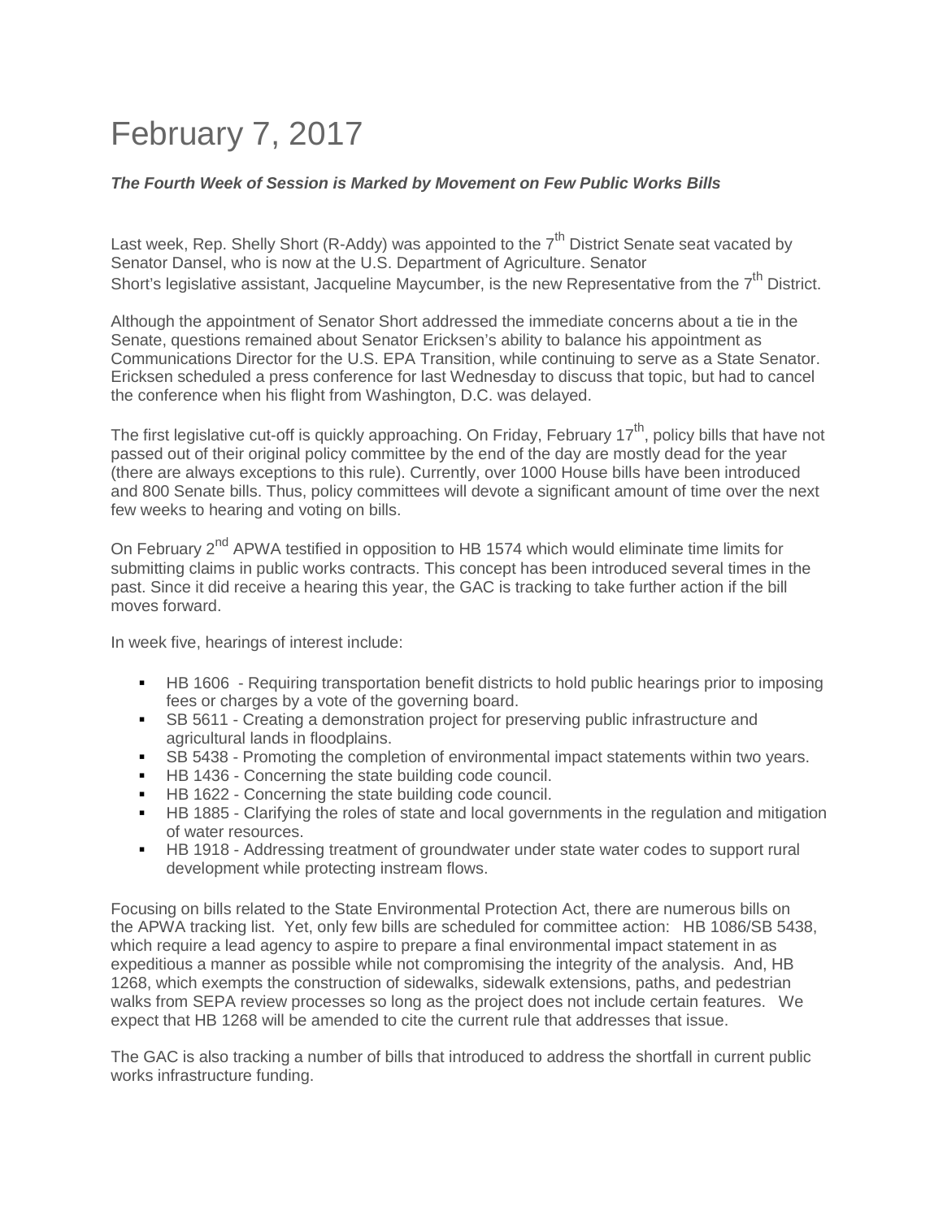# February 7, 2017

***The Fourth Week of Session is Marked by Movement on Few Public Works Bills***

Last week, Rep. Shelly Short (R-Addy) was appointed to the 7th District Senate seat vacated by Senator Dansel, who is now at the U.S. Department of Agriculture. Senator Short's legislative assistant, Jacqueline Maycumber, is the new Representative from the 7th District.

Although the appointment of Senator Short addressed the immediate concerns about a tie in the Senate, questions remained about Senator Ericksen's ability to balance his appointment as Communications Director for the U.S. EPA Transition, while continuing to serve as a State Senator. Ericksen scheduled a press conference for last Wednesday to discuss that topic, but had to cancel the conference when his flight from Washington, D.C. was delayed.

The first legislative cut-off is quickly approaching. On Friday, February 17th, policy bills that have not passed out of their original policy committee by the end of the day are mostly dead for the year (there are always exceptions to this rule). Currently, over 1000 House bills have been introduced and 800 Senate bills. Thus, policy committees will devote a significant amount of time over the next few weeks to hearing and voting on bills.

On February 2nd APWA testified in opposition to HB 1574 which would eliminate time limits for submitting claims in public works contracts. This concept has been introduced several times in the past. Since it did receive a hearing this year, the GAC is tracking to take further action if the bill moves forward.

In week five, hearings of interest include:

- HB 1606 - Requiring transportation benefit districts to hold public hearings prior to imposing fees or charges by a vote of the governing board.
- SB 5611 - Creating a demonstration project for preserving public infrastructure and agricultural lands in floodplains.
- SB 5438 - Promoting the completion of environmental impact statements within two years.
- HB 1436 - Concerning the state building code council.
- HB 1622 - Concerning the state building code council.
- HB 1885 - Clarifying the roles of state and local governments in the regulation and mitigation of water resources.
- HB 1918 - Addressing treatment of groundwater under state water codes to support rural development while protecting instream flows.

Focusing on bills related to the State Environmental Protection Act, there are numerous bills on the APWA tracking list. Yet, only few bills are scheduled for committee action: HB 1086/SB 5438, which require a lead agency to aspire to prepare a final environmental impact statement in as expeditious a manner as possible while not compromising the integrity of the analysis. And, HB 1268, which exempts the construction of sidewalks, sidewalk extensions, paths, and pedestrian walks from SEPA review processes so long as the project does not include certain features. We expect that HB 1268 will be amended to cite the current rule that addresses that issue.

The GAC is also tracking a number of bills that introduced to address the shortfall in current public works infrastructure funding.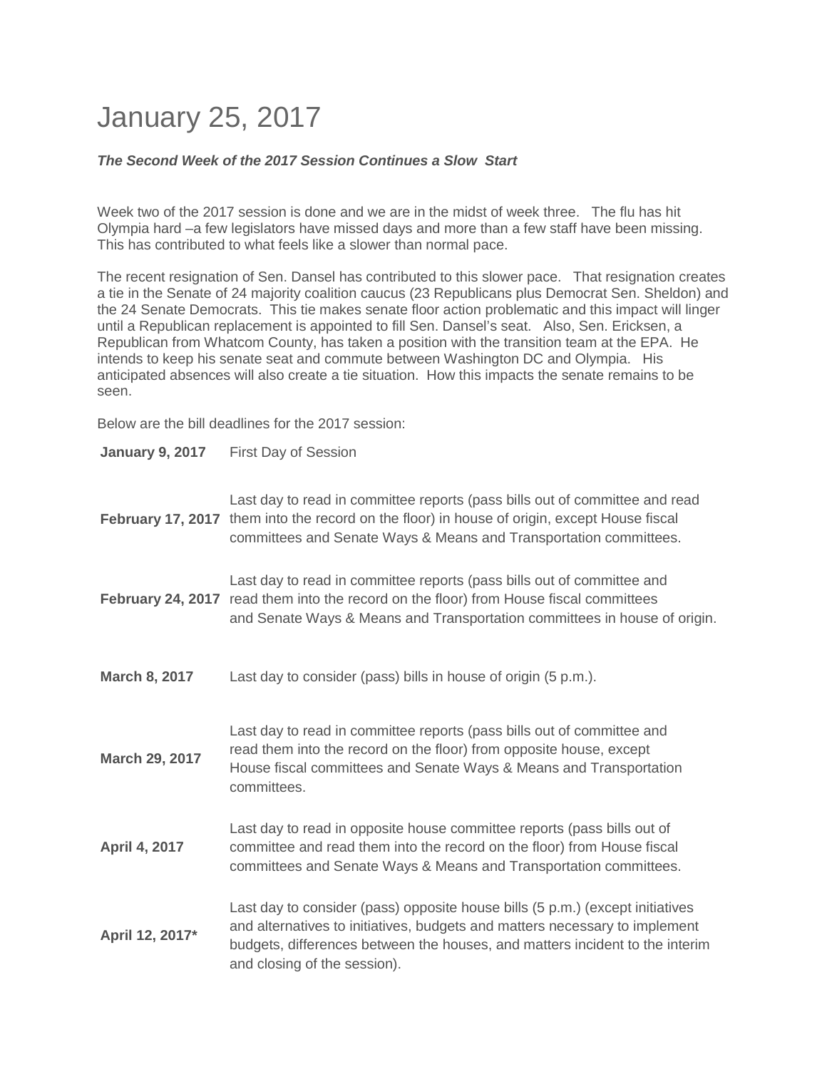# January 25, 2017

***The Second Week of the 2017 Session Continues a Slow Start***

Week two of the 2017 session is done and we are in the midst of week three. The flu has hit Olympia hard –a few legislators have missed days and more than a few staff have been missing. This has contributed to what feels like a slower than normal pace.

The recent resignation of Sen. Dansel has contributed to this slower pace. That resignation creates a tie in the Senate of 24 majority coalition caucus (23 Republicans plus Democrat Sen. Sheldon) and the 24 Senate Democrats. This tie makes senate floor action problematic and this impact will linger until a Republican replacement is appointed to fill Sen. Dansel's seat. Also, Sen. Ericksen, a Republican from Whatcom County, has taken a position with the transition team at the EPA. He intends to keep his senate seat and commute between Washington DC and Olympia. His anticipated absences will also create a tie situation. How this impacts the senate remains to be seen.

Below are the bill deadlines for the 2017 session:

| | |
|---|---|
| **January 9, 2017** | First Day of Session |
| **February 17, 2017** | Last day to read in committee reports (pass bills out of committee and read them into the record on the floor) in house of origin, except House fiscal committees and Senate Ways & Means and Transportation committees. |
| **February 24, 2017** | Last day to read in committee reports (pass bills out of committee and read them into the record on the floor) from House fiscal committees and Senate Ways & Means and Transportation committees in house of origin. |
| **March 8, 2017** | Last day to consider (pass) bills in house of origin (5 p.m.). |
| **March 29, 2017** | Last day to read in committee reports (pass bills out of committee and read them into the record on the floor) from opposite house, except House fiscal committees and Senate Ways & Means and Transportation committees. |
| **April 4, 2017** | Last day to read in opposite house committee reports (pass bills out of committee and read them into the record on the floor) from House fiscal committees and Senate Ways & Means and Transportation committees. |
| **April 12, 2017*** | Last day to consider (pass) opposite house bills (5 p.m.) (except initiatives and alternatives to initiatives, budgets and matters necessary to implement budgets, differences between the houses, and matters incident to the interim and closing of the session). |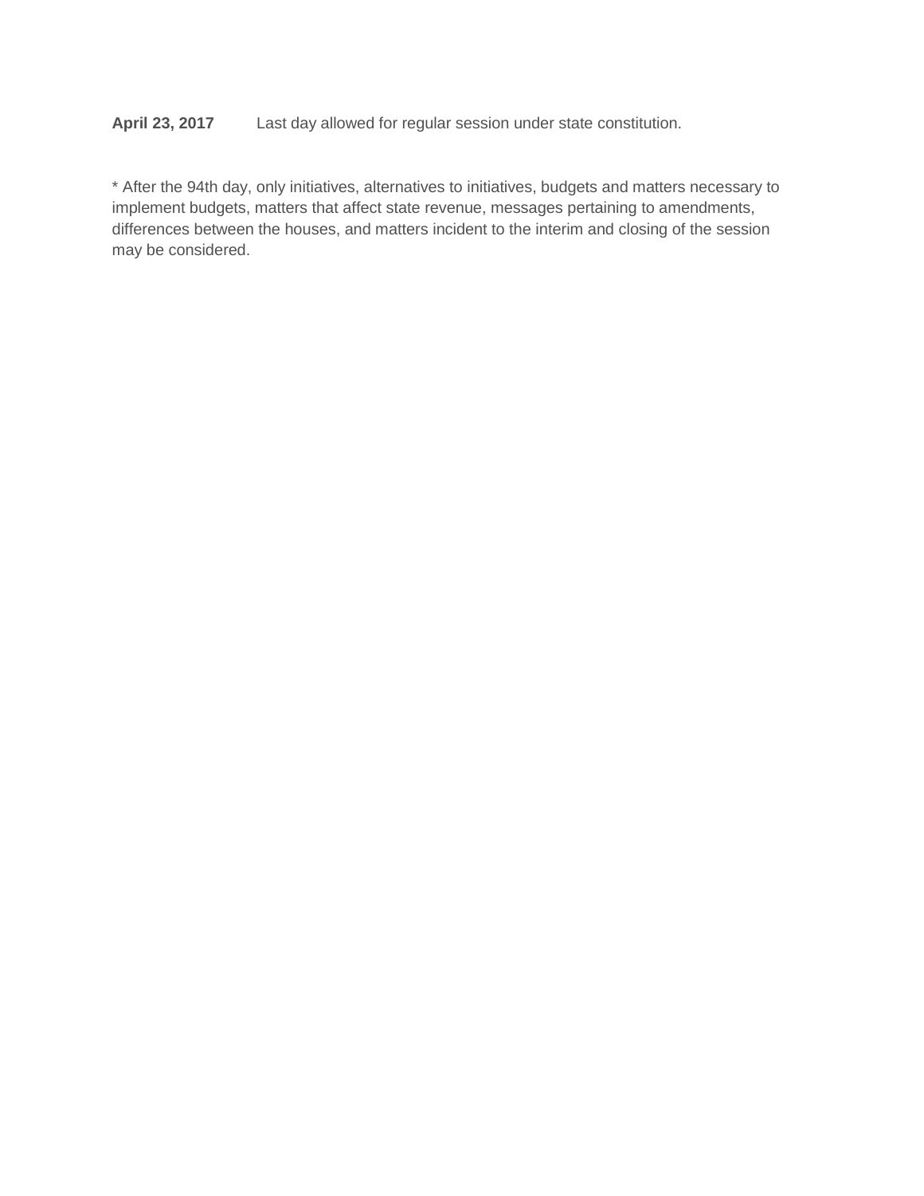**April 23, 2017** Last day allowed for regular session under state constitution.

* After the 94th day, only initiatives, alternatives to initiatives, budgets and matters necessary to implement budgets, matters that affect state revenue, messages pertaining to amendments, differences between the houses, and matters incident to the interim and closing of the session may be considered.